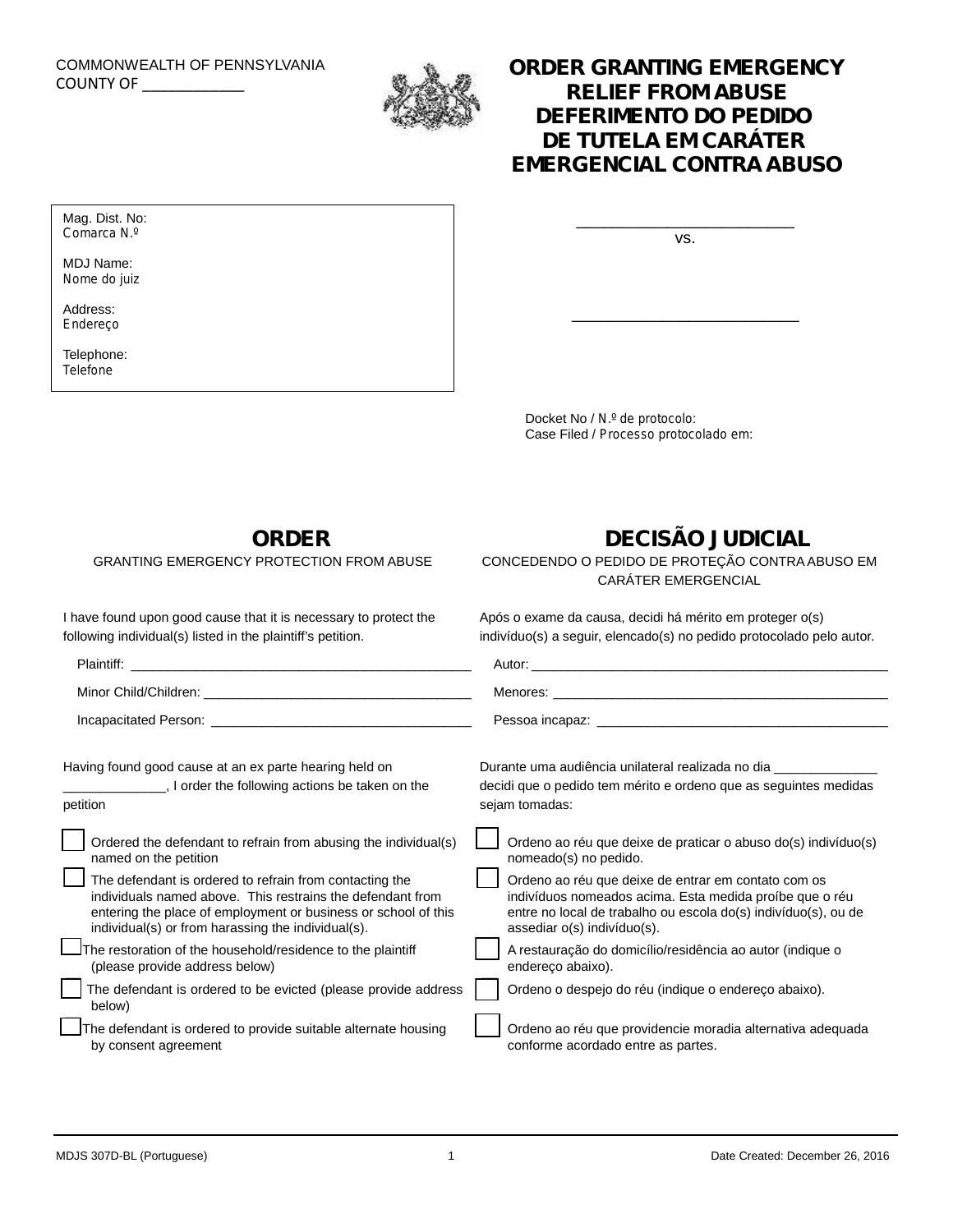COMMONWEALTH OF PENNSYLVANIA
COUNTY OF ____________

# ORDER GRANTING EMERGENCY RELIEF FROM ABUSE
# DEFERIMENTO DO PEDIDO DE TUTELA EM CARÁTER EMERGENCIAL CONTRA ABUSO

Mag. Dist. No:
Comarca N.º

MDJ Name:
Nome do juiz

Address:
Endereço

Telephone:
Telefone

___________________________
vs.

___________________________

Docket No / N.º de protocolo:
Case Filed / Processo protocolado em:

## ORDER

GRANTING EMERGENCY PROTECTION FROM ABUSE

I have found upon good cause that it is necessary to protect the following individual(s) listed in the plaintiff's petition.

Plaintiff: ______________________________________________

Minor Child/Children: ____________________________________

Incapacitated Person: ___________________________________

Having found good cause at an ex parte hearing held on ______________, I order the following actions be taken on the petition

- ☐ Ordered the defendant to refrain from abusing the individual(s) named on the petition
- ☐ The defendant is ordered to refrain from contacting the individuals named above. This restrains the defendant from entering the place of employment or business or school of this individual(s) or from harassing the individual(s).
- ☐ The restoration of the household/residence to the plaintiff (please provide address below)
- ☐ The defendant is ordered to be evicted (please provide address below)
- ☐ The defendant is ordered to provide suitable alternate housing by consent agreement

## DECISÃO JUDICIAL

CONCEDENDO O PEDIDO DE PROTEÇÃO CONTRA ABUSO EM CARÁTER EMERGENCIAL

Após o exame da causa, decidi há mérito em proteger o(s) indivíduo(s) a seguir, elencado(s) no pedido protocolado pelo autor.

Autor: _________________________________________________

Menores: _______________________________________________

Pessoa incapaz: _________________________________________

Durante uma audiência unilateral realizada no dia ______________ decidi que o pedido tem mérito e ordeno que as seguintes medidas sejam tomadas:

- ☐ Ordeno ao réu que deixe de praticar o abuso do(s) indivíduo(s) nomeado(s) no pedido.
- ☐ Ordeno ao réu que deixe de entrar em contato com os indivíduos nomeados acima. Esta medida proíbe que o réu entre no local de trabalho ou escola do(s) indivíduo(s), ou de assediar o(s) indivíduo(s).
- ☐ A restauração do domicílio/residência ao autor (indique o endereço abaixo).
- ☐ Ordeno o despejo do réu (indique o endereço abaixo).
- ☐ Ordeno ao réu que providencie moradia alternativa adequada conforme acordado entre as partes.

MDJS 307D-BL (Portuguese) Date Created: December 26, 2016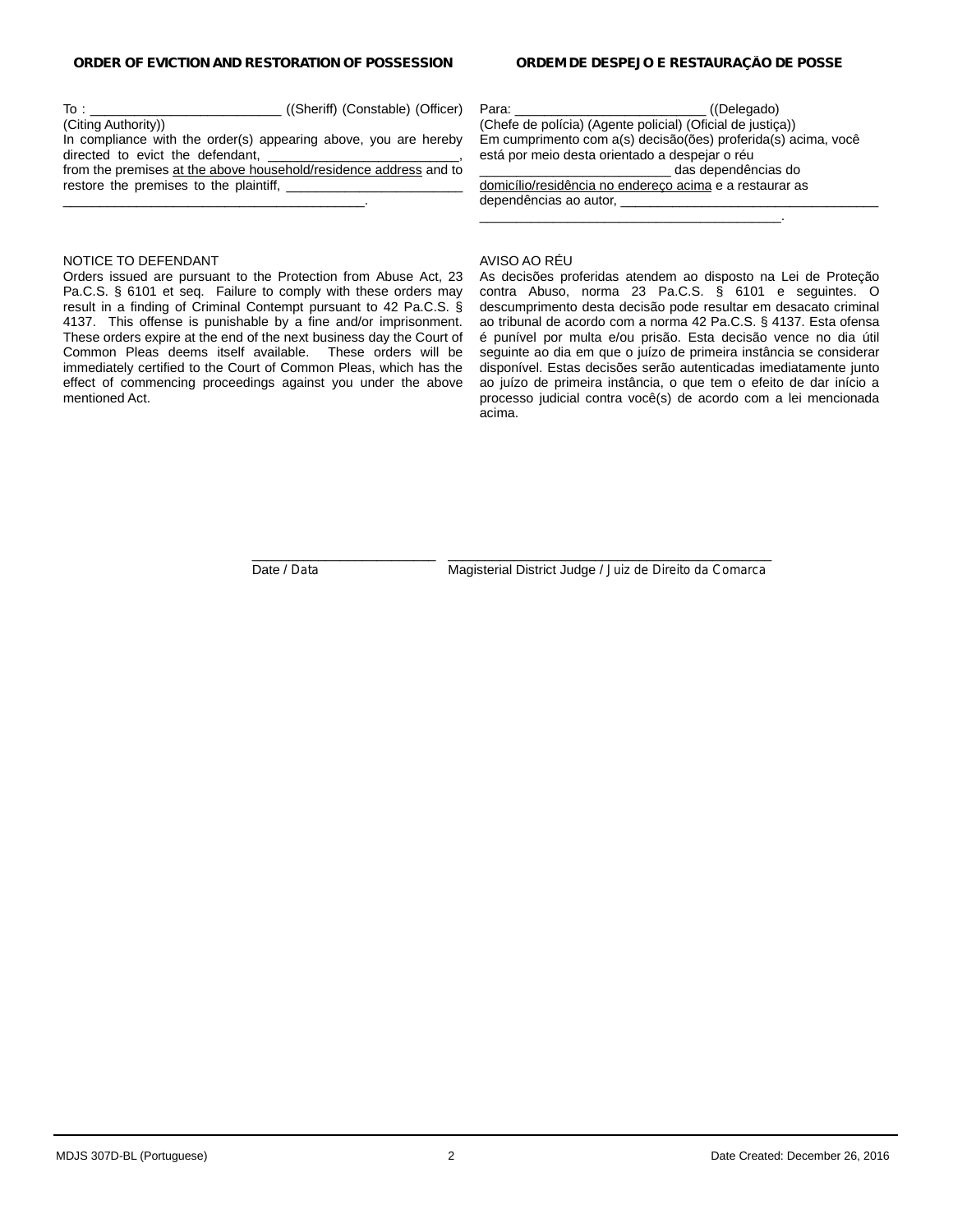## ORDER OF EVICTION AND RESTORATION OF POSSESSION

To : __________________________ ((Sheriff) (Constable) (Officer) (Citing Authority))
In compliance with the order(s) appearing above, you are hereby directed to evict the defendant, __________________________, from the premises at the above household/residence address and to restore the premises to the plaintiff, ________________________ __________________________________________.

## ORDEM DE DESPEJO E RESTAURAÇÃO DE POSSE

Para: __________________________ ((Delegado)
(Chefe de polícia) (Agente policial) (Oficial de justiça))
Em cumprimento com a(s) decisão(ões) proferida(s) acima, você está por meio desta orientado a despejar o réu __________________________ das dependências do domicílio/residência no endereço acima e a restaurar as dependências ao autor, ____________________________________ __________________________________________.

NOTICE TO DEFENDANT
Orders issued are pursuant to the Protection from Abuse Act, 23 Pa.C.S. § 6101 et seq. Failure to comply with these orders may result in a finding of Criminal Contempt pursuant to 42 Pa.C.S. § 4137. This offense is punishable by a fine and/or imprisonment. These orders expire at the end of the next business day the Court of Common Pleas deems itself available. These orders will be immediately certified to the Court of Common Pleas, which has the effect of commencing proceedings against you under the above mentioned Act.

AVISO AO RÉU
As decisões proferidas atendem ao disposto na Lei de Proteção contra Abuso, norma 23 Pa.C.S. § 6101 e seguintes. O descumprimento desta decisão pode resultar em desacato criminal ao tribunal de acordo com a norma 42 Pa.C.S. § 4137. Esta ofensa é punível por multa e/ou prisão. Esta decisão vence no dia útil seguinte ao dia em que o juízo de primeira instância se considerar disponível. Estas decisões serão autenticadas imediatamente junto ao juízo de primeira instância, o que tem o efeito de dar início a processo judicial contra você(s) de acordo com a lei mencionada acima.

__________________________ ______________________________________________
Date / Data Magisterial District Judge / Juiz de Direito da Comarca

MDJS 307D-BL (Portuguese) Date Created: December 26, 2016